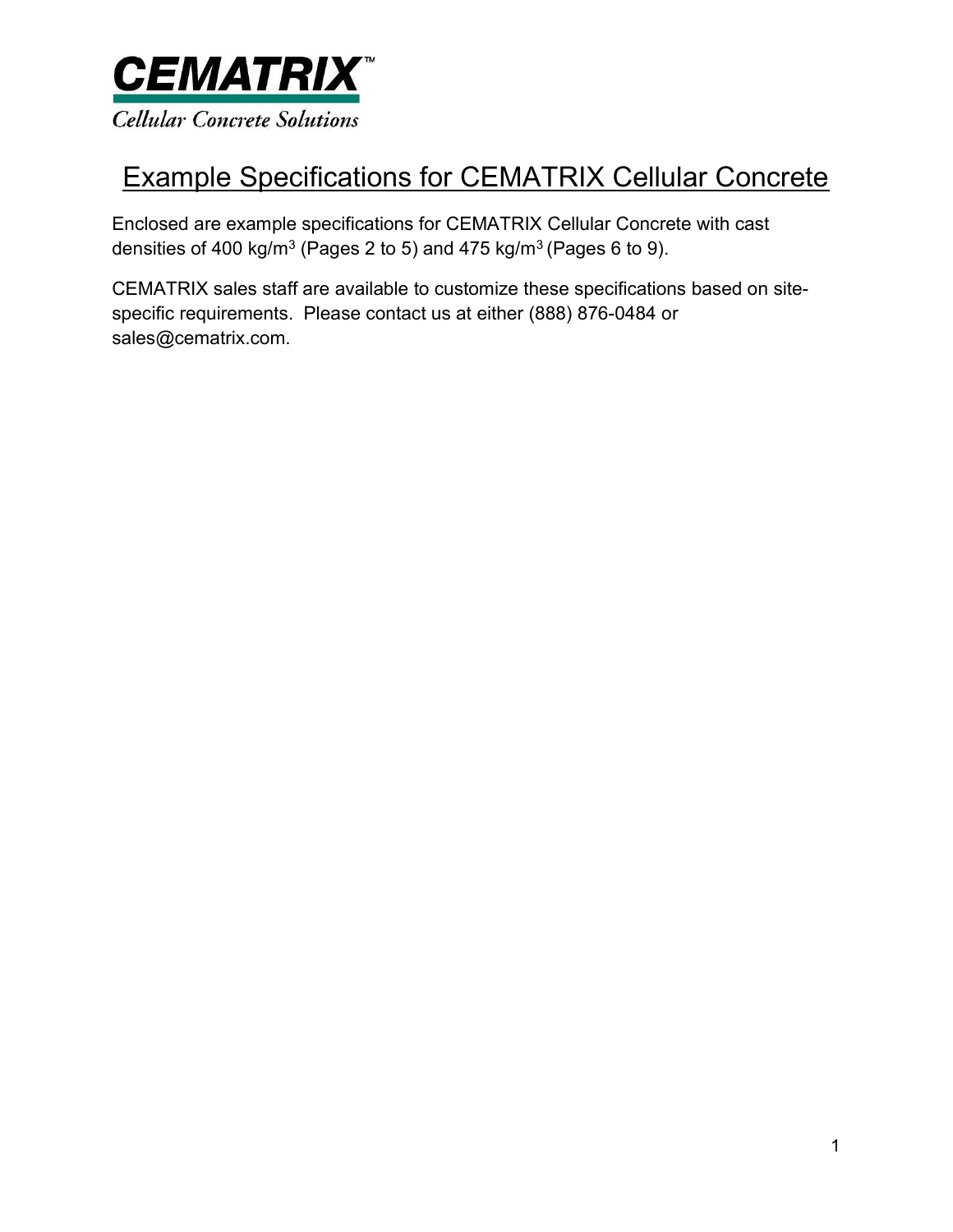# CEMATRIX™

*Cellular Concrete Solutions*

## Example Specifications for CEMATRIX Cellular Concrete

Enclosed are example specifications for CEMATRIX Cellular Concrete with cast densities of 400 kg/m$^3$ (Pages 2 to 5) and 475 kg/m$^3$ (Pages 6 to 9).

CEMATRIX sales staff are available to customize these specifications based on site-specific requirements. Please contact us at either (888) 876-0484 or sales@cematrix.com.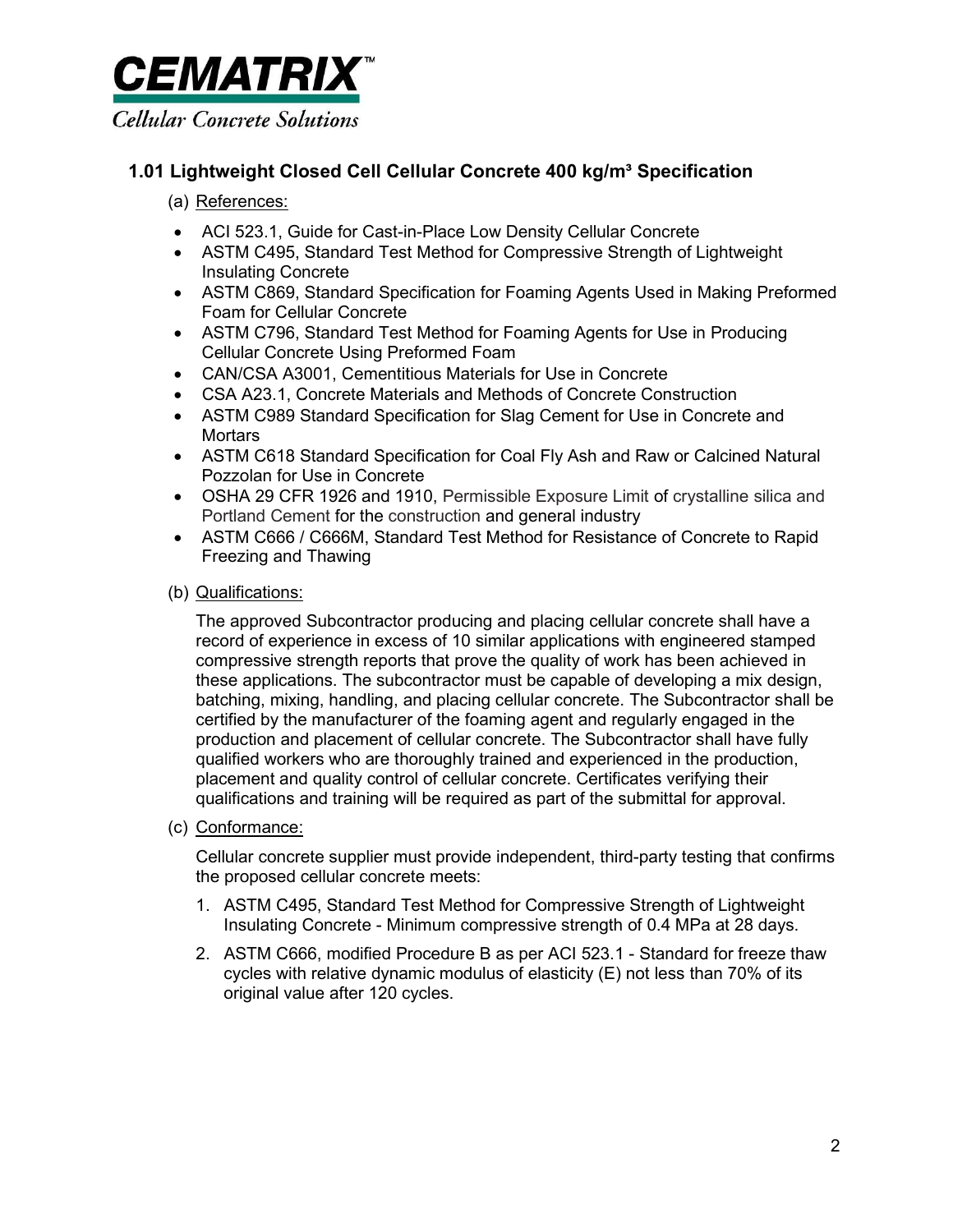## 1.01 Lightweight Closed Cell Cellular Concrete 400 kg/m³ Specification

(a) References:

- ACI 523.1, Guide for Cast-in-Place Low Density Cellular Concrete
- ASTM C495, Standard Test Method for Compressive Strength of Lightweight Insulating Concrete
- ASTM C869, Standard Specification for Foaming Agents Used in Making Preformed Foam for Cellular Concrete
- ASTM C796, Standard Test Method for Foaming Agents for Use in Producing Cellular Concrete Using Preformed Foam
- CAN/CSA A3001, Cementitious Materials for Use in Concrete
- CSA A23.1, Concrete Materials and Methods of Concrete Construction
- ASTM C989 Standard Specification for Slag Cement for Use in Concrete and Mortars
- ASTM C618 Standard Specification for Coal Fly Ash and Raw or Calcined Natural Pozzolan for Use in Concrete
- OSHA 29 CFR 1926 and 1910, Permissible Exposure Limit of crystalline silica and Portland Cement for the construction and general industry
- ASTM C666 / C666M, Standard Test Method for Resistance of Concrete to Rapid Freezing and Thawing

(b) Qualifications:

The approved Subcontractor producing and placing cellular concrete shall have a record of experience in excess of 10 similar applications with engineered stamped compressive strength reports that prove the quality of work has been achieved in these applications. The subcontractor must be capable of developing a mix design, batching, mixing, handling, and placing cellular concrete. The Subcontractor shall be certified by the manufacturer of the foaming agent and regularly engaged in the production and placement of cellular concrete. The Subcontractor shall have fully qualified workers who are thoroughly trained and experienced in the production, placement and quality control of cellular concrete. Certificates verifying their qualifications and training will be required as part of the submittal for approval.

(c) Conformance:

Cellular concrete supplier must provide independent, third-party testing that confirms the proposed cellular concrete meets:

1. ASTM C495, Standard Test Method for Compressive Strength of Lightweight Insulating Concrete - Minimum compressive strength of 0.4 MPa at 28 days.
2. ASTM C666, modified Procedure B as per ACI 523.1 - Standard for freeze thaw cycles with relative dynamic modulus of elasticity (E) not less than 70% of its original value after 120 cycles.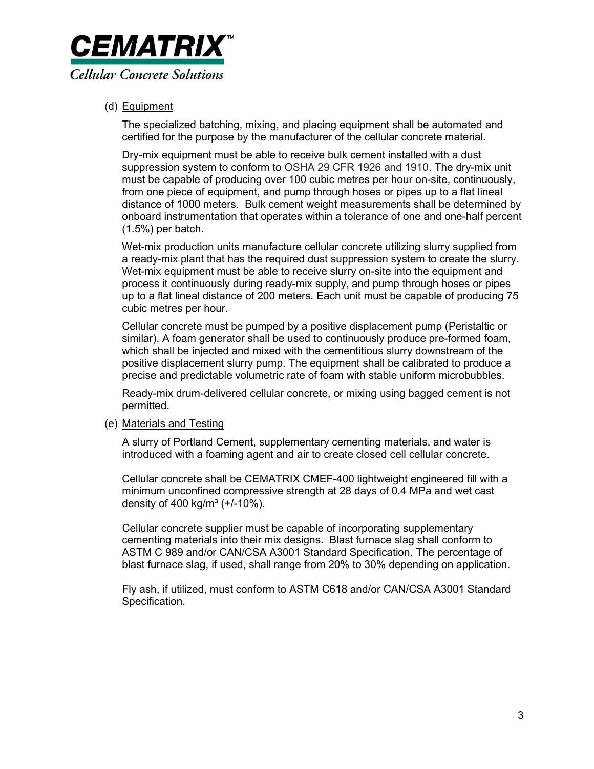(d) <u>Equipment</u>

The specialized batching, mixing, and placing equipment shall be automated and certified for the purpose by the manufacturer of the cellular concrete material.

Dry-mix equipment must be able to receive bulk cement installed with a dust suppression system to conform to OSHA 29 CFR 1926 and 1910. The dry-mix unit must be capable of producing over 100 cubic metres per hour on-site, continuously, from one piece of equipment, and pump through hoses or pipes up to a flat lineal distance of 1000 meters. Bulk cement weight measurements shall be determined by onboard instrumentation that operates within a tolerance of one and one-half percent (1.5%) per batch.

Wet-mix production units manufacture cellular concrete utilizing slurry supplied from a ready-mix plant that has the required dust suppression system to create the slurry. Wet-mix equipment must be able to receive slurry on-site into the equipment and process it continuously during ready-mix supply, and pump through hoses or pipes up to a flat lineal distance of 200 meters. Each unit must be capable of producing 75 cubic metres per hour.

Cellular concrete must be pumped by a positive displacement pump (Peristaltic or similar). A foam generator shall be used to continuously produce pre-formed foam, which shall be injected and mixed with the cementitious slurry downstream of the positive displacement slurry pump. The equipment shall be calibrated to produce a precise and predictable volumetric rate of foam with stable uniform microbubbles.

Ready-mix drum-delivered cellular concrete, or mixing using bagged cement is not permitted.

(e) <u>Materials and Testing</u>

A slurry of Portland Cement, supplementary cementing materials, and water is introduced with a foaming agent and air to create closed cell cellular concrete.

Cellular concrete shall be CEMATRIX CMEF-400 lightweight engineered fill with a minimum unconfined compressive strength at 28 days of 0.4 MPa and wet cast density of 400 kg/m$^3$ (+/-10%).

Cellular concrete supplier must be capable of incorporating supplementary cementing materials into their mix designs. Blast furnace slag shall conform to ASTM C 989 and/or CAN/CSA A3001 Standard Specification. The percentage of blast furnace slag, if used, shall range from 20% to 30% depending on application.

Fly ash, if utilized, must conform to ASTM C618 and/or CAN/CSA A3001 Standard Specification.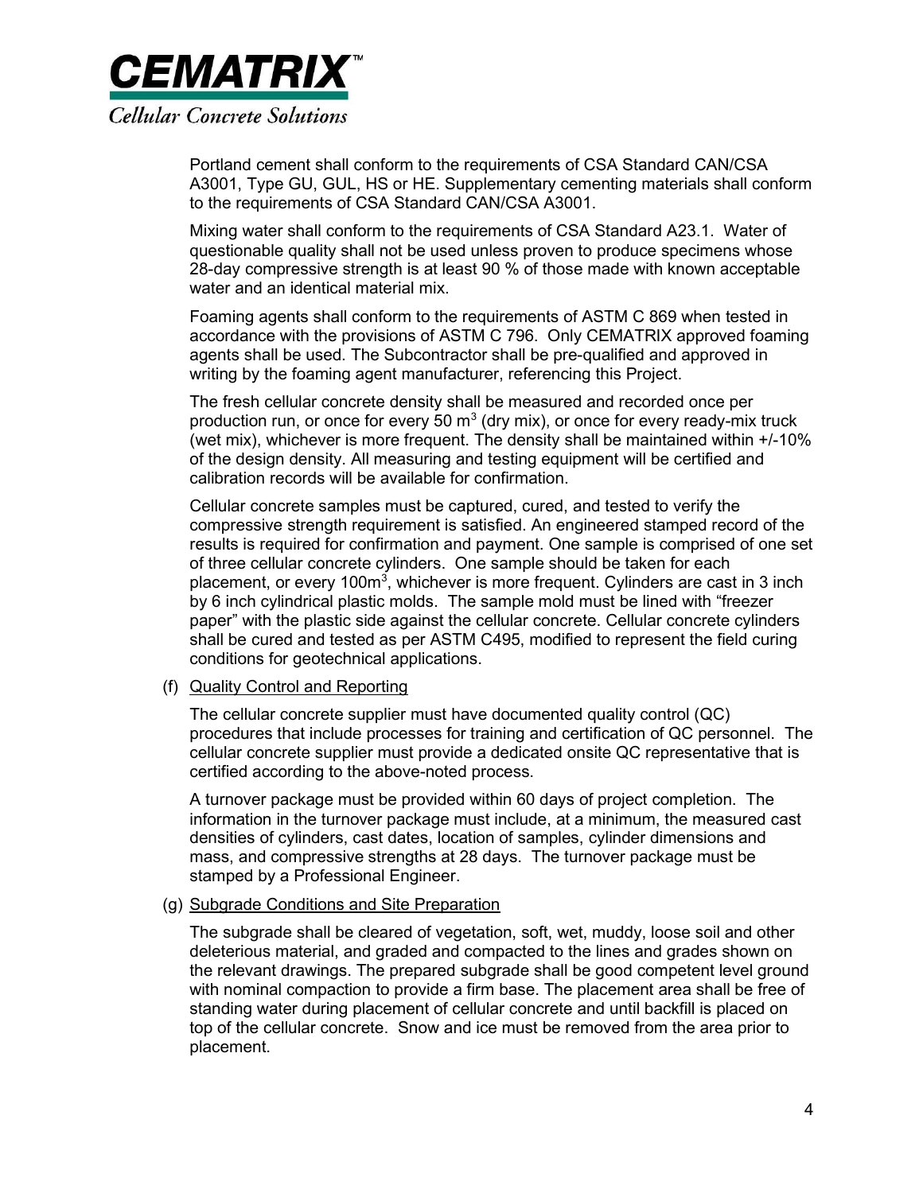Portland cement shall conform to the requirements of CSA Standard CAN/CSA A3001, Type GU, GUL, HS or HE. Supplementary cementing materials shall conform to the requirements of CSA Standard CAN/CSA A3001.

Mixing water shall conform to the requirements of CSA Standard A23.1. Water of questionable quality shall not be used unless proven to produce specimens whose 28-day compressive strength is at least 90 % of those made with known acceptable water and an identical material mix.

Foaming agents shall conform to the requirements of ASTM C 869 when tested in accordance with the provisions of ASTM C 796. Only CEMATRIX approved foaming agents shall be used. The Subcontractor shall be pre-qualified and approved in writing by the foaming agent manufacturer, referencing this Project.

The fresh cellular concrete density shall be measured and recorded once per production run, or once for every 50 $m^3$ (dry mix), or once for every ready-mix truck (wet mix), whichever is more frequent. The density shall be maintained within +/-10% of the design density. All measuring and testing equipment will be certified and calibration records will be available for confirmation.

Cellular concrete samples must be captured, cured, and tested to verify the compressive strength requirement is satisfied. An engineered stamped record of the results is required for confirmation and payment. One sample is comprised of one set of three cellular concrete cylinders. One sample should be taken for each placement, or every 100$m^3$, whichever is more frequent. Cylinders are cast in 3 inch by 6 inch cylindrical plastic molds. The sample mold must be lined with "freezer paper" with the plastic side against the cellular concrete. Cellular concrete cylinders shall be cured and tested as per ASTM C495, modified to represent the field curing conditions for geotechnical applications.

(f) Quality Control and Reporting

The cellular concrete supplier must have documented quality control (QC) procedures that include processes for training and certification of QC personnel. The cellular concrete supplier must provide a dedicated onsite QC representative that is certified according to the above-noted process.

A turnover package must be provided within 60 days of project completion. The information in the turnover package must include, at a minimum, the measured cast densities of cylinders, cast dates, location of samples, cylinder dimensions and mass, and compressive strengths at 28 days. The turnover package must be stamped by a Professional Engineer.

(g) Subgrade Conditions and Site Preparation

The subgrade shall be cleared of vegetation, soft, wet, muddy, loose soil and other deleterious material, and graded and compacted to the lines and grades shown on the relevant drawings. The prepared subgrade shall be good competent level ground with nominal compaction to provide a firm base. The placement area shall be free of standing water during placement of cellular concrete and until backfill is placed on top of the cellular concrete. Snow and ice must be removed from the area prior to placement.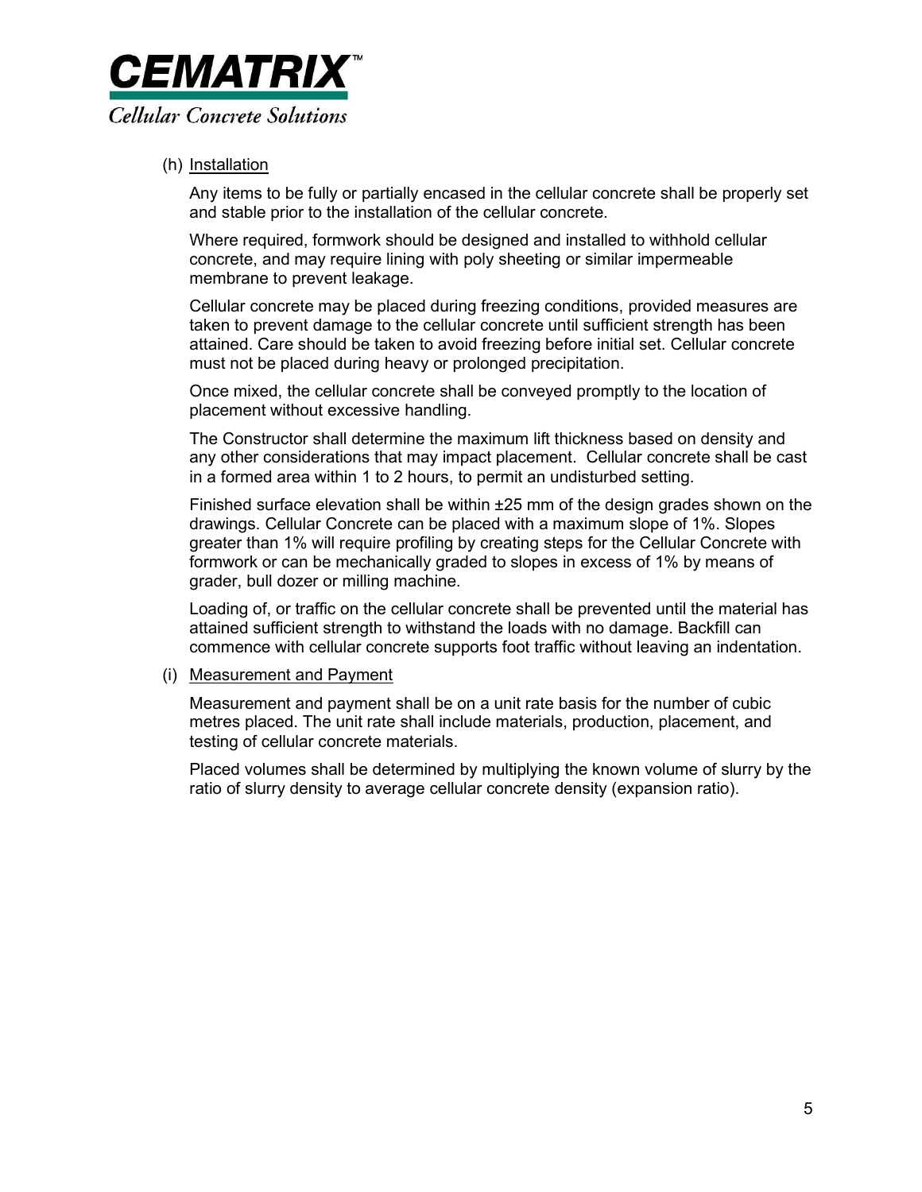(h) Installation

Any items to be fully or partially encased in the cellular concrete shall be properly set and stable prior to the installation of the cellular concrete.

Where required, formwork should be designed and installed to withhold cellular concrete, and may require lining with poly sheeting or similar impermeable membrane to prevent leakage.

Cellular concrete may be placed during freezing conditions, provided measures are taken to prevent damage to the cellular concrete until sufficient strength has been attained. Care should be taken to avoid freezing before initial set. Cellular concrete must not be placed during heavy or prolonged precipitation.

Once mixed, the cellular concrete shall be conveyed promptly to the location of placement without excessive handling.

The Constructor shall determine the maximum lift thickness based on density and any other considerations that may impact placement. Cellular concrete shall be cast in a formed area within 1 to 2 hours, to permit an undisturbed setting.

Finished surface elevation shall be within ±25 mm of the design grades shown on the drawings. Cellular Concrete can be placed with a maximum slope of 1%. Slopes greater than 1% will require profiling by creating steps for the Cellular Concrete with formwork or can be mechanically graded to slopes in excess of 1% by means of grader, bull dozer or milling machine.

Loading of, or traffic on the cellular concrete shall be prevented until the material has attained sufficient strength to withstand the loads with no damage. Backfill can commence with cellular concrete supports foot traffic without leaving an indentation.

(i) Measurement and Payment

Measurement and payment shall be on a unit rate basis for the number of cubic metres placed. The unit rate shall include materials, production, placement, and testing of cellular concrete materials.

Placed volumes shall be determined by multiplying the known volume of slurry by the ratio of slurry density to average cellular concrete density (expansion ratio).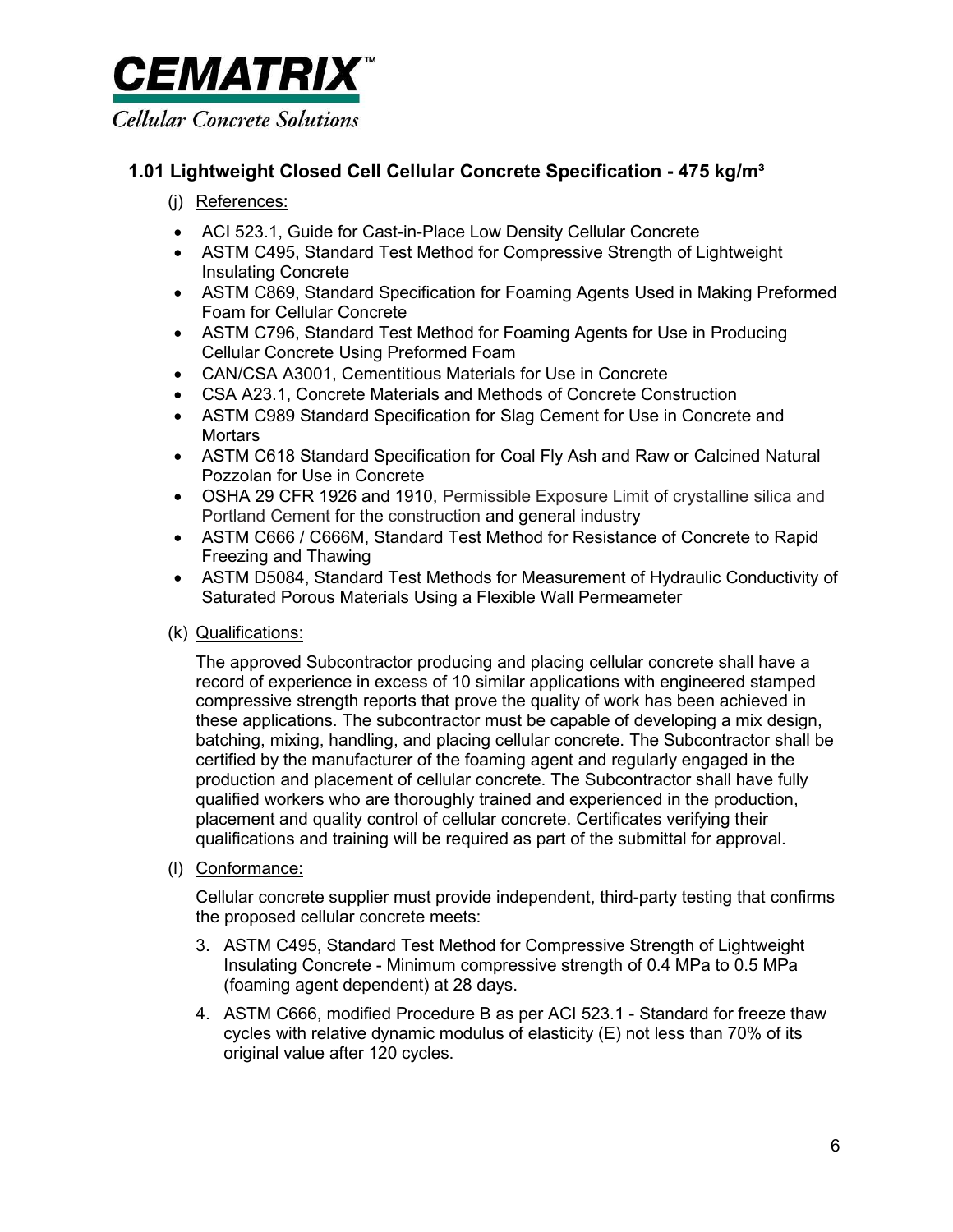**CEMATRIX**™
*Cellular Concrete Solutions*

### 1.01 Lightweight Closed Cell Cellular Concrete Specification - 475 kg/m³

(j) References:

- ACI 523.1, Guide for Cast-in-Place Low Density Cellular Concrete
- ASTM C495, Standard Test Method for Compressive Strength of Lightweight Insulating Concrete
- ASTM C869, Standard Specification for Foaming Agents Used in Making Preformed Foam for Cellular Concrete
- ASTM C796, Standard Test Method for Foaming Agents for Use in Producing Cellular Concrete Using Preformed Foam
- CAN/CSA A3001, Cementitious Materials for Use in Concrete
- CSA A23.1, Concrete Materials and Methods of Concrete Construction
- ASTM C989 Standard Specification for Slag Cement for Use in Concrete and Mortars
- ASTM C618 Standard Specification for Coal Fly Ash and Raw or Calcined Natural Pozzolan for Use in Concrete
- OSHA 29 CFR 1926 and 1910, Permissible Exposure Limit of crystalline silica and Portland Cement for the construction and general industry
- ASTM C666 / C666M, Standard Test Method for Resistance of Concrete to Rapid Freezing and Thawing
- ASTM D5084, Standard Test Methods for Measurement of Hydraulic Conductivity of Saturated Porous Materials Using a Flexible Wall Permeameter

(k) Qualifications:

The approved Subcontractor producing and placing cellular concrete shall have a record of experience in excess of 10 similar applications with engineered stamped compressive strength reports that prove the quality of work has been achieved in these applications. The subcontractor must be capable of developing a mix design, batching, mixing, handling, and placing cellular concrete. The Subcontractor shall be certified by the manufacturer of the foaming agent and regularly engaged in the production and placement of cellular concrete. The Subcontractor shall have fully qualified workers who are thoroughly trained and experienced in the production, placement and quality control of cellular concrete. Certificates verifying their qualifications and training will be required as part of the submittal for approval.

(l) Conformance:

Cellular concrete supplier must provide independent, third-party testing that confirms the proposed cellular concrete meets:

3. ASTM C495, Standard Test Method for Compressive Strength of Lightweight Insulating Concrete - Minimum compressive strength of 0.4 MPa to 0.5 MPa (foaming agent dependent) at 28 days.
4. ASTM C666, modified Procedure B as per ACI 523.1 - Standard for freeze thaw cycles with relative dynamic modulus of elasticity (E) not less than 70% of its original value after 120 cycles.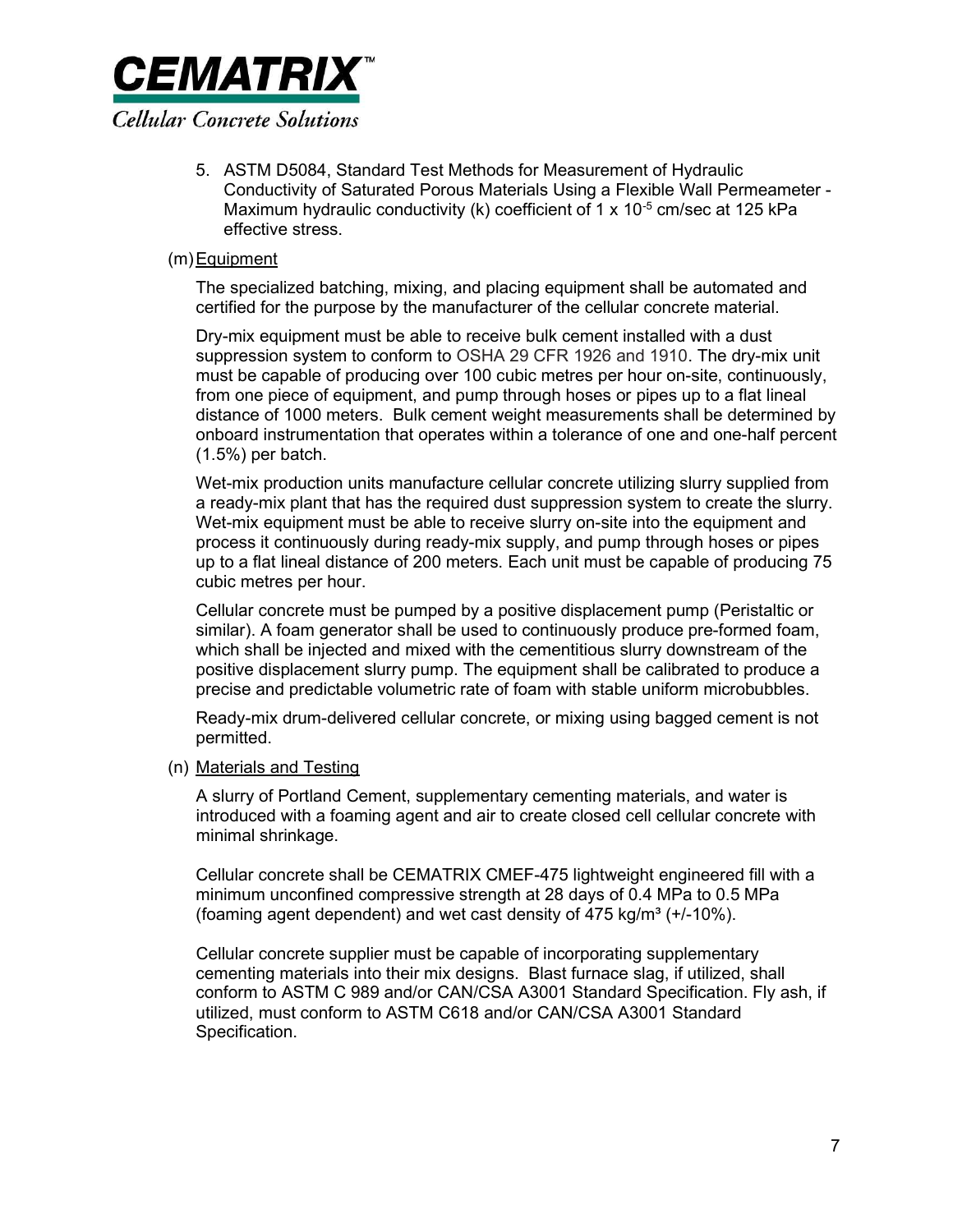5. ASTM D5084, Standard Test Methods for Measurement of Hydraulic Conductivity of Saturated Porous Materials Using a Flexible Wall Permeameter - Maximum hydraulic conductivity (k) coefficient of 1 x $10^{-5}$ cm/sec at 125 kPa effective stress.

(m) Equipment

The specialized batching, mixing, and placing equipment shall be automated and certified for the purpose by the manufacturer of the cellular concrete material.

Dry-mix equipment must be able to receive bulk cement installed with a dust suppression system to conform to OSHA 29 CFR 1926 and 1910. The dry-mix unit must be capable of producing over 100 cubic metres per hour on-site, continuously, from one piece of equipment, and pump through hoses or pipes up to a flat lineal distance of 1000 meters. Bulk cement weight measurements shall be determined by onboard instrumentation that operates within a tolerance of one and one-half percent (1.5%) per batch.

Wet-mix production units manufacture cellular concrete utilizing slurry supplied from a ready-mix plant that has the required dust suppression system to create the slurry. Wet-mix equipment must be able to receive slurry on-site into the equipment and process it continuously during ready-mix supply, and pump through hoses or pipes up to a flat lineal distance of 200 meters. Each unit must be capable of producing 75 cubic metres per hour.

Cellular concrete must be pumped by a positive displacement pump (Peristaltic or similar). A foam generator shall be used to continuously produce pre-formed foam, which shall be injected and mixed with the cementitious slurry downstream of the positive displacement slurry pump. The equipment shall be calibrated to produce a precise and predictable volumetric rate of foam with stable uniform microbubbles.

Ready-mix drum-delivered cellular concrete, or mixing using bagged cement is not permitted.

(n) Materials and Testing

A slurry of Portland Cement, supplementary cementing materials, and water is introduced with a foaming agent and air to create closed cell cellular concrete with minimal shrinkage.

Cellular concrete shall be CEMATRIX CMEF-475 lightweight engineered fill with a minimum unconfined compressive strength at 28 days of 0.4 MPa to 0.5 MPa (foaming agent dependent) and wet cast density of 475 kg/m³ (+/-10%).

Cellular concrete supplier must be capable of incorporating supplementary cementing materials into their mix designs. Blast furnace slag, if utilized, shall conform to ASTM C 989 and/or CAN/CSA A3001 Standard Specification. Fly ash, if utilized, must conform to ASTM C618 and/or CAN/CSA A3001 Standard Specification.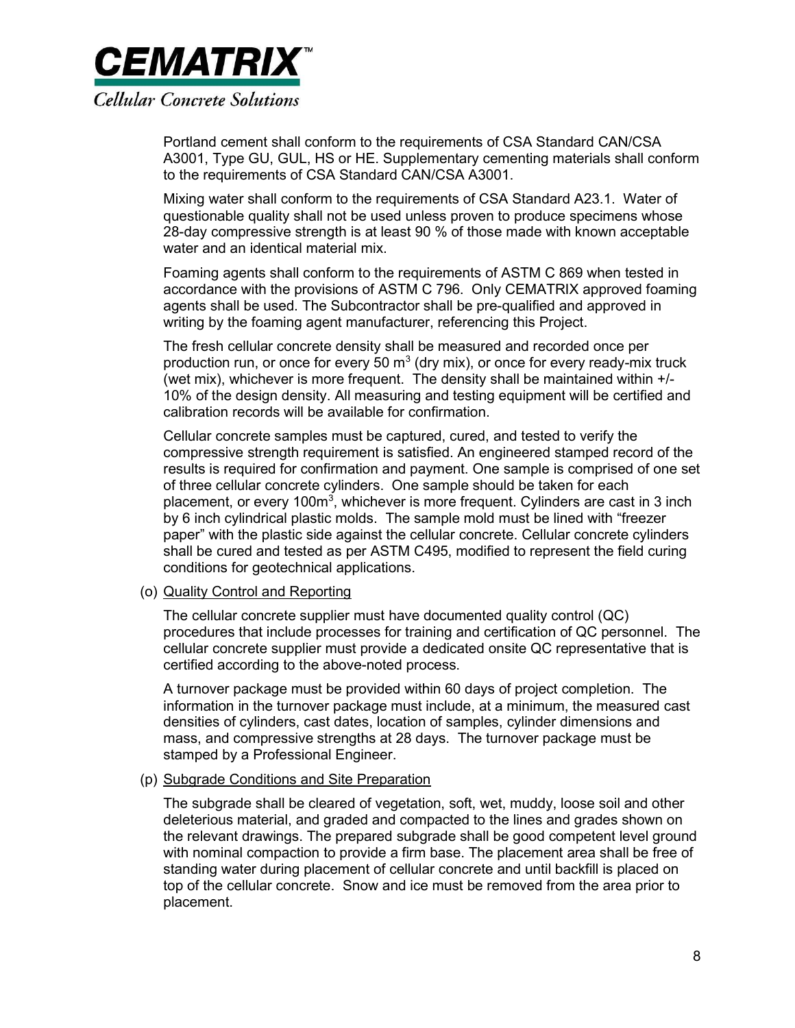Portland cement shall conform to the requirements of CSA Standard CAN/CSA A3001, Type GU, GUL, HS or HE. Supplementary cementing materials shall conform to the requirements of CSA Standard CAN/CSA A3001.

Mixing water shall conform to the requirements of CSA Standard A23.1. Water of questionable quality shall not be used unless proven to produce specimens whose 28-day compressive strength is at least 90 % of those made with known acceptable water and an identical material mix.

Foaming agents shall conform to the requirements of ASTM C 869 when tested in accordance with the provisions of ASTM C 796. Only CEMATRIX approved foaming agents shall be used. The Subcontractor shall be pre-qualified and approved in writing by the foaming agent manufacturer, referencing this Project.

The fresh cellular concrete density shall be measured and recorded once per production run, or once for every 50 $m^3$ (dry mix), or once for every ready-mix truck (wet mix), whichever is more frequent. The density shall be maintained within +/- 10% of the design density. All measuring and testing equipment will be certified and calibration records will be available for confirmation.

Cellular concrete samples must be captured, cured, and tested to verify the compressive strength requirement is satisfied. An engineered stamped record of the results is required for confirmation and payment. One sample is comprised of one set of three cellular concrete cylinders. One sample should be taken for each placement, or every 100$m^3$, whichever is more frequent. Cylinders are cast in 3 inch by 6 inch cylindrical plastic molds. The sample mold must be lined with "freezer paper" with the plastic side against the cellular concrete. Cellular concrete cylinders shall be cured and tested as per ASTM C495, modified to represent the field curing conditions for geotechnical applications.

(o) <u>Quality Control and Reporting</u>

The cellular concrete supplier must have documented quality control (QC) procedures that include processes for training and certification of QC personnel. The cellular concrete supplier must provide a dedicated onsite QC representative that is certified according to the above-noted process.

A turnover package must be provided within 60 days of project completion. The information in the turnover package must include, at a minimum, the measured cast densities of cylinders, cast dates, location of samples, cylinder dimensions and mass, and compressive strengths at 28 days. The turnover package must be stamped by a Professional Engineer.

(p) <u>Subgrade Conditions and Site Preparation</u>

The subgrade shall be cleared of vegetation, soft, wet, muddy, loose soil and other deleterious material, and graded and compacted to the lines and grades shown on the relevant drawings. The prepared subgrade shall be good competent level ground with nominal compaction to provide a firm base. The placement area shall be free of standing water during placement of cellular concrete and until backfill is placed on top of the cellular concrete. Snow and ice must be removed from the area prior to placement.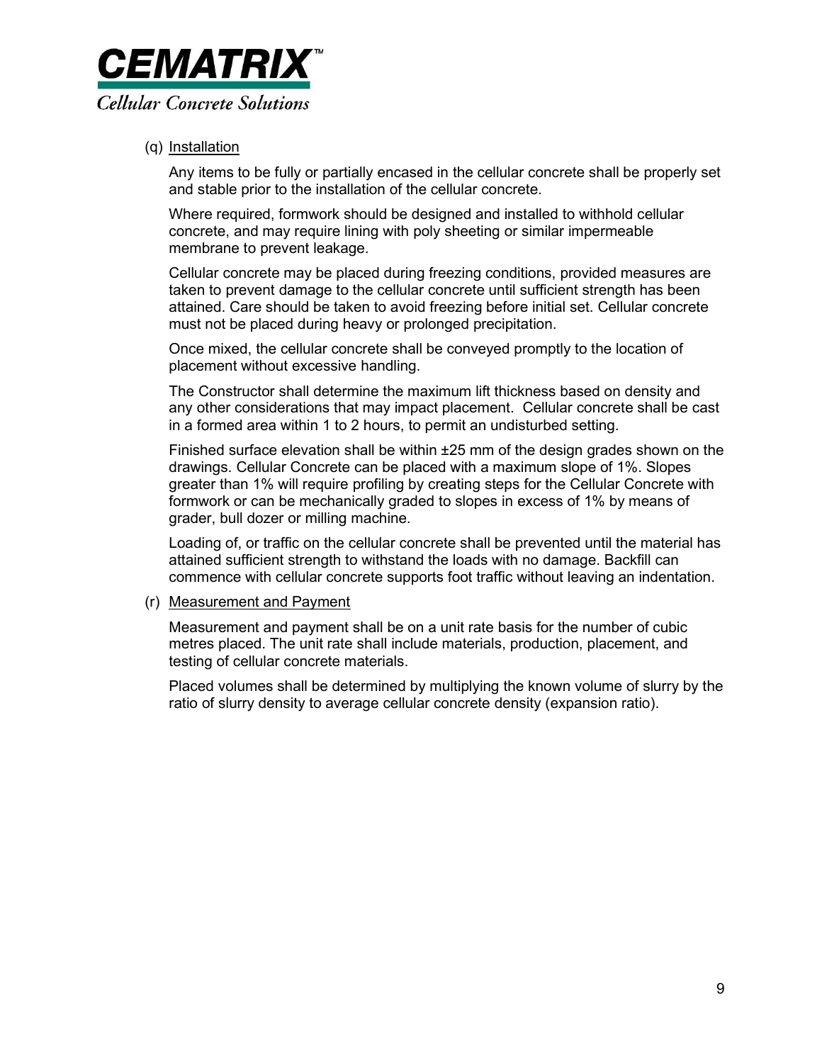(q) Installation

Any items to be fully or partially encased in the cellular concrete shall be properly set and stable prior to the installation of the cellular concrete.

Where required, formwork should be designed and installed to withhold cellular concrete, and may require lining with poly sheeting or similar impermeable membrane to prevent leakage.

Cellular concrete may be placed during freezing conditions, provided measures are taken to prevent damage to the cellular concrete until sufficient strength has been attained. Care should be taken to avoid freezing before initial set. Cellular concrete must not be placed during heavy or prolonged precipitation.

Once mixed, the cellular concrete shall be conveyed promptly to the location of placement without excessive handling.

The Constructor shall determine the maximum lift thickness based on density and any other considerations that may impact placement. Cellular concrete shall be cast in a formed area within 1 to 2 hours, to permit an undisturbed setting.

Finished surface elevation shall be within ±25 mm of the design grades shown on the drawings. Cellular Concrete can be placed with a maximum slope of 1%. Slopes greater than 1% will require profiling by creating steps for the Cellular Concrete with formwork or can be mechanically graded to slopes in excess of 1% by means of grader, bull dozer or milling machine.

Loading of, or traffic on the cellular concrete shall be prevented until the material has attained sufficient strength to withstand the loads with no damage. Backfill can commence with cellular concrete supports foot traffic without leaving an indentation.

(r) Measurement and Payment

Measurement and payment shall be on a unit rate basis for the number of cubic metres placed. The unit rate shall include materials, production, placement, and testing of cellular concrete materials.

Placed volumes shall be determined by multiplying the known volume of slurry by the ratio of slurry density to average cellular concrete density (expansion ratio).